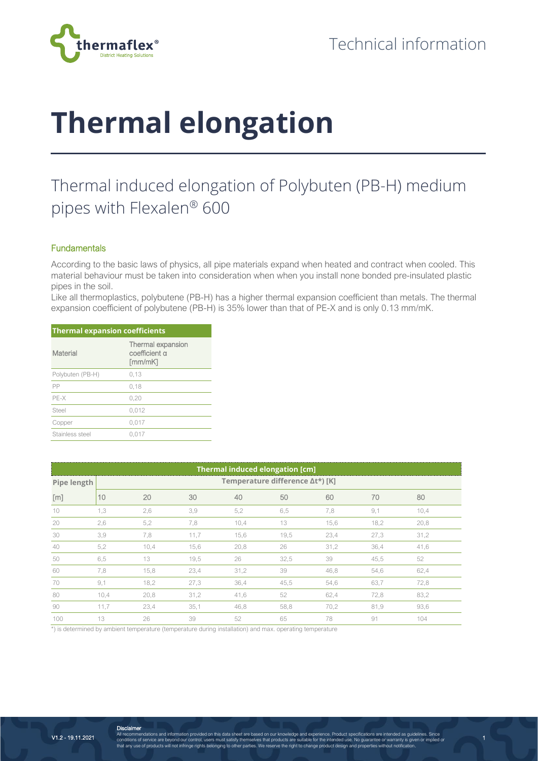Technical information

# Thermal elongation

## Thermal induced elongation of Polybuten (PB-H) medium pipes with Flexalen® 600

### Fundamentals

According to the basic laws of physics, all pipe materials expand when heated and contract when cooled. This material behaviour must be taken into consideration when when you install none bonded pre-insulated plastic pipes in the soil.
Like all thermoplastics, polybutene (PB-H) has a higher thermal expansion coefficient than metals. The thermal expansion coefficient of polybutene (PB-H) is 35% lower than that of PE-X and is only 0.13 mm/mK.

| **Thermal expansion coefficients** | |
|---|---|
| Material | Thermal expansion coefficient α [mm/mK] |
| Polybuten (PB-H) | 0,13 |
| PP | 0,18 |
| PE-X | 0,20 |
| Steel | 0,012 |
| Copper | 0,017 |
| Stainless steel | 0,017 |

| **Thermal induced elongation [cm]** | | | | | | | | |
|---|---|---|---|---|---|---|---|---|
| **Pipe length** | **Temperature difference Δt\*) [K]** | | | | | | | |
| [m] | 10 | 20 | 30 | 40 | 50 | 60 | 70 | 80 |
| 10 | 1,3 | 2,6 | 3,9 | 5,2 | 6,5 | 7,8 | 9,1 | 10,4 |
| 20 | 2,6 | 5,2 | 7,8 | 10,4 | 13 | 15,6 | 18,2 | 20,8 |
| 30 | 3,9 | 7,8 | 11,7 | 15,6 | 19,5 | 23,4 | 27,3 | 31,2 |
| 40 | 5,2 | 10,4 | 15,6 | 20,8 | 26 | 31,2 | 36,4 | 41,6 |
| 50 | 6,5 | 13 | 19,5 | 26 | 32,5 | 39 | 45,5 | 52 |
| 60 | 7,8 | 15,8 | 23,4 | 31,2 | 39 | 46,8 | 54,6 | 62,4 |
| 70 | 9,1 | 18,2 | 27,3 | 36,4 | 45,5 | 54,6 | 63,7 | 72,8 |
| 80 | 10,4 | 20,8 | 31,2 | 41,6 | 52 | 62,4 | 72,8 | 83,2 |
| 90 | 11,7 | 23,4 | 35,1 | 46,8 | 58,8 | 70,2 | 81,9 | 93,6 |
| 100 | 13 | 26 | 39 | 52 | 65 | 78 | 91 | 104 |

\*) is determined by ambient temperature (temperature during installation) and max. operating temperature

V1.2 - 19.11.2021

**Disclaimer**
All recommendations and information provided on this data sheet are based on our knowledge and experience. Product specifications are intended as guidelines. Since conditions of service are beyond our control, users must satisfy themselves that products are suitable for the intended use. No guarantee or warranty is given or implied or that any use of products will not infringe rights belonging to other parties. We reserve the right to change product design and properties without notification.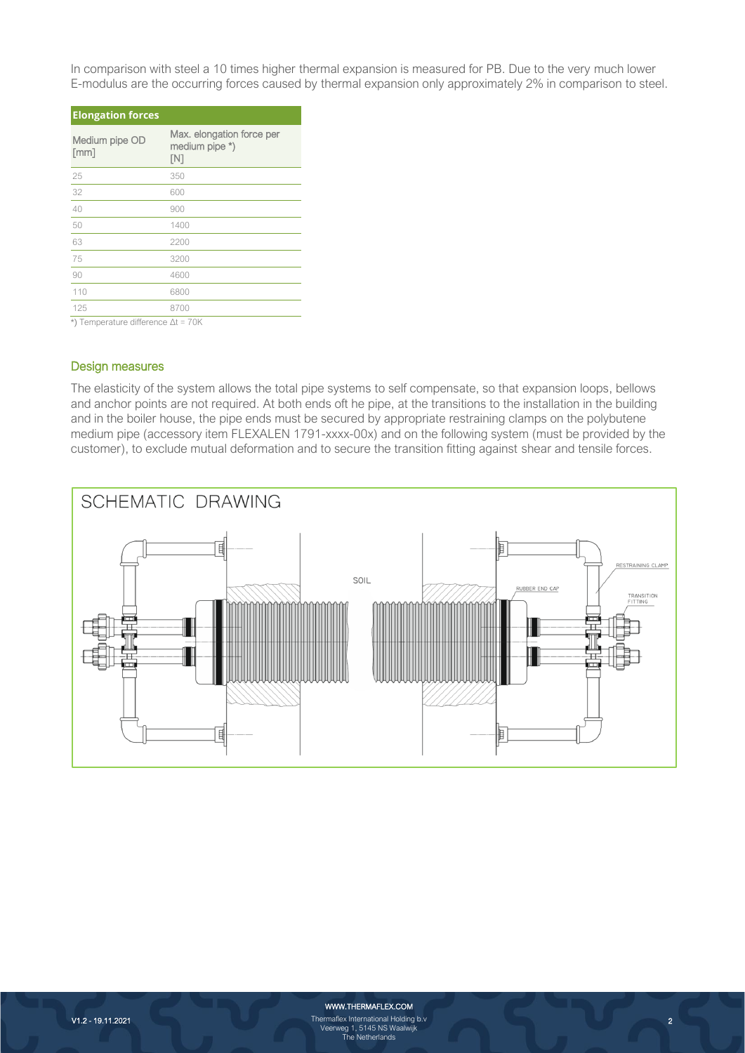In comparison with steel a 10 times higher thermal expansion is measured for PB. Due to the very much lower E-modulus are the occurring forces caused by thermal expansion only approximately 2% in comparison to steel.

**Elongation forces**

| Medium pipe OD [mm] | Max. elongation force per medium pipe *) [N] |
|---|---|
| 25 | 350 |
| 32 | 600 |
| 40 | 900 |
| 50 | 1400 |
| 63 | 2200 |
| 75 | 3200 |
| 90 | 4600 |
| 110 | 6800 |
| 125 | 8700 |

*) Temperature difference $\Delta t = 70K$

## Design measures

The elasticity of the system allows the total pipe systems to self compensate, so that expansion loops, bellows and anchor points are not required. At both ends oft he pipe, at the transitions to the installation in the building and in the boiler house, the pipe ends must be secured by appropriate restraining clamps on the polybutene medium pipe (accessory item FLEXALEN 1791-xxxx-00x) and on the following system (must be provided by the customer), to exclude mutual deformation and to secure the transition fitting against shear and tensile forces.

SCHEMATIC DRAWING

SOIL

RUBBER END CAP

RESTRAINING CLAMP

TRANSITION FITTING